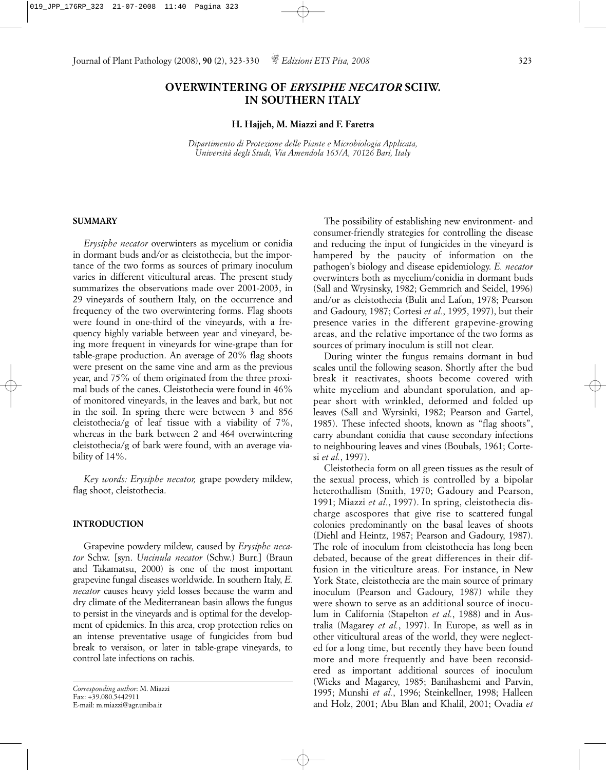# OVERWINTERING OF *ERYSIPHE NECATOR* SCHW. IN SOUTHERN ITALY

**H. Hajjeh, M. Miazzi and F. Faretra**

*Dipartimento di Protezione delle Piante e Microbiologia Applicata, Università degli Studi, Via Amendola 165/A, 70126 Bari, Italy*

## SUMMARY

*Erysiphe necator* overwinters as mycelium or conidia in dormant buds and/or as cleistothecia, but the importance of the two forms as sources of primary inoculum varies in different viticultural areas. The present study summarizes the observations made over 2001-2003, in 29 vineyards of southern Italy, on the occurrence and frequency of the two overwintering forms. Flag shoots were found in one-third of the vineyards, with a frequency highly variable between year and vineyard, being more frequent in vineyards for wine-grape than for table-grape production. An average of 20% flag shoots were present on the same vine and arm as the previous year, and 75% of them originated from the three proximal buds of the canes. Cleistothecia were found in 46% of monitored vineyards, in the leaves and bark, but not in the soil. In spring there were between 3 and 856 cleistothecia/g of leaf tissue with a viability of 7%, whereas in the bark between 2 and 464 overwintering cleistothecia/g of bark were found, with an average viability of 14%.

*Key words: Erysiphe necator,* grape powdery mildew, flag shoot, cleistothecia.

## INTRODUCTION

Grapevine powdery mildew, caused by *Erysiphe necator* Schw. [syn. *Uncinula necator* (Schw.) Burr.] (Braun and Takamatsu, 2000) is one of the most important grapevine fungal diseases worldwide. In southern Italy, *E. necator* causes heavy yield losses because the warm and dry climate of the Mediterranean basin allows the fungus to persist in the vineyards and is optimal for the development of epidemics. In this area, crop protection relies on an intense preventative usage of fungicides from bud break to veraison, or later in table-grape vineyards, to control late infections on rachis.

The possibility of establishing new environment- and consumer-friendly strategies for controlling the disease and reducing the input of fungicides in the vineyard is hampered by the paucity of information on the pathogen's biology and disease epidemiology. *E. necator* overwinters both as mycelium/conidia in dormant buds (Sall and Wrysinsky, 1982; Gemmrich and Seidel, 1996) and/or as cleistothecia (Bulit and Lafon, 1978; Pearson and Gadoury, 1987; Cortesi *et al.*, 1995, 1997), but their presence varies in the different grapevine-growing areas, and the relative importance of the two forms as sources of primary inoculum is still not clear.

During winter the fungus remains dormant in bud scales until the following season. Shortly after the bud break it reactivates, shoots become covered with white mycelium and abundant sporulation, and appear short with wrinkled, deformed and folded up leaves (Sall and Wyrsinki, 1982; Pearson and Gartel, 1985). These infected shoots, known as "flag shoots", carry abundant conidia that cause secondary infections to neighbouring leaves and vines (Boubals, 1961; Cortesi *et al.*, 1997).

Cleistothecia form on all green tissues as the result of the sexual process, which is controlled by a bipolar heterothallism (Smith, 1970; Gadoury and Pearson, 1991; Miazzi *et al.*, 1997). In spring, cleistothecia discharge ascospores that give rise to scattered fungal colonies predominantly on the basal leaves of shoots (Diehl and Heintz, 1987; Pearson and Gadoury, 1987). The role of inoculum from cleistothecia has long been debated, because of the great differences in their diffusion in the viticulture areas. For instance, in New York State, cleistothecia are the main source of primary inoculum (Pearson and Gadoury, 1987) while they were shown to serve as an additional source of inoculum in California (Stapelton *et al.*, 1988) and in Australia (Magarey *et al.*, 1997). In Europe, as well as in other viticultural areas of the world, they were neglected for a long time, but recently they have been found more and more frequently and have been reconsidered as important additional sources of inoculum (Wicks and Magarey, 1985; Banihashemi and Parvin, 1995; Munshi *et al.*, 1996; Steinkellner, 1998; Halleen and Holz, 2001; Abu Blan and Khalil, 2001; Ovadia *et*

*Corresponding author*: M. Miazzi
Fax: +39.080.5442911
E-mail: m.miazzi@agr.uniba.it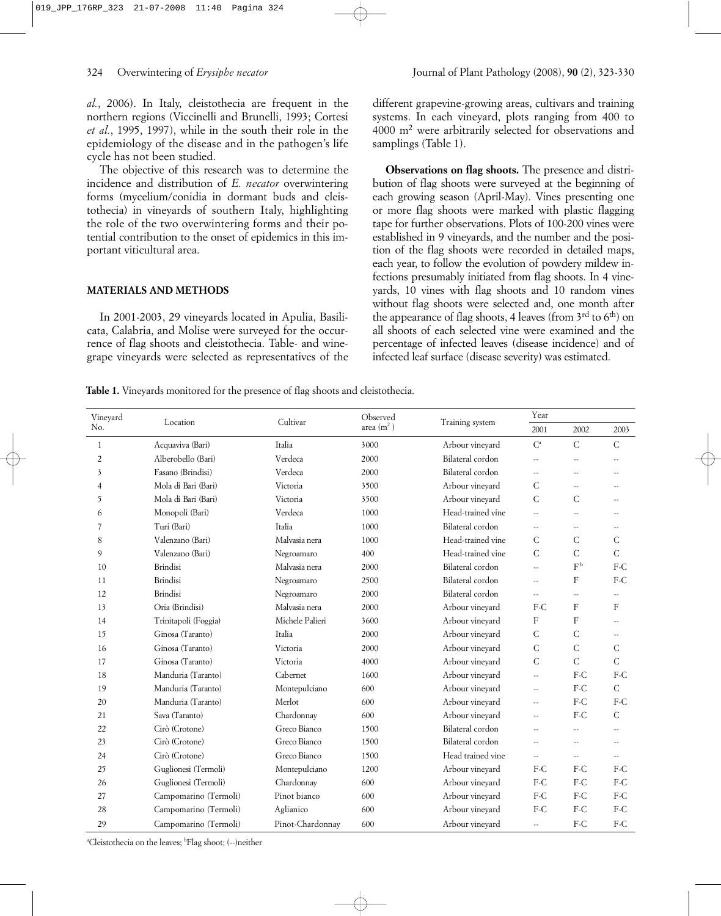*al.*, 2006). In Italy, cleistothecia are frequent in the northern regions (Viccinelli and Brunelli, 1993; Cortesi *et al.*, 1995, 1997), while in the south their role in the epidemiology of the disease and in the pathogen's life cycle has not been studied.

The objective of this research was to determine the incidence and distribution of *E. necator* overwintering forms (mycelium/conidia in dormant buds and cleistothecia) in vineyards of southern Italy, highlighting the role of the two overwintering forms and their potential contribution to the onset of epidemics in this important viticultural area.

## MATERIALS AND METHODS

In 2001-2003, 29 vineyards located in Apulia, Basilicata, Calabria, and Molise were surveyed for the occurrence of flag shoots and cleistothecia. Table- and wine-grape vineyards were selected as representatives of the different grapevine-growing areas, cultivars and training systems. In each vineyard, plots ranging from 400 to 4000 m² were arbitrarily selected for observations and samplings (Table 1).

**Observations on flag shoots.** The presence and distribution of flag shoots were surveyed at the beginning of each growing season (April-May). Vines presenting one or more flag shoots were marked with plastic flagging tape for further observations. Plots of 100-200 vines were established in 9 vineyards, and the number and the position of the flag shoots were recorded in detailed maps, each year, to follow the evolution of powdery mildew infections presumably initiated from flag shoots. In 4 vineyards, 10 vines with flag shoots and 10 random vines without flag shoots were selected and, one month after the appearance of flag shoots, 4 leaves (from 3rd to 6th) on all shoots of each selected vine were examined and the percentage of infected leaves (disease incidence) and of infected leaf surface (disease severity) was estimated.

**Table 1.** Vineyards monitored for the presence of flag shoots and cleistothecia.

| Vineyard No. | Location | Cultivar | Observed area (m²) | Training system | Year | | |
|---|---|---|---|---|---|---|---|
| | | | | | 2001 | 2002 | 2003 |
| 1 | Acquaviva (Bari) | Italia | 3000 | Arbour vineyard | C[a] | C | C |
| 2 | Alberobello (Bari) | Verdeca | 2000 | Bilateral cordon | -- | -- | -- |
| 3 | Fasano (Brindisi) | Verdeca | 2000 | Bilateral cordon | -- | -- | -- |
| 4 | Mola di Bari (Bari) | Victoria | 3500 | Arbour vineyard | C | -- | -- |
| 5 | Mola di Bari (Bari) | Victoria | 3500 | Arbour vineyard | C | C | -- |
| 6 | Monopoli (Bari) | Verdeca | 1000 | Head-trained vine | -- | -- | -- |
| 7 | Turi (Bari) | Italia | 1000 | Bilateral cordon | -- | -- | -- |
| 8 | Valenzano (Bari) | Malvasia nera | 1000 | Head-trained vine | C | C | C |
| 9 | Valenzano (Bari) | Negroamaro | 400 | Head-trained vine | C | C | C |
| 10 | Brindisi | Malvasia nera | 2000 | Bilateral cordon | -- | F[b] | F-C |
| 11 | Brindisi | Negroamaro | 2500 | Bilateral cordon | -- | F | F-C |
| 12 | Brindisi | Negroamaro | 2000 | Bilateral cordon | -- | -- | -- |
| 13 | Oria (Brindisi) | Malvasia nera | 2000 | Arbour vineyard | F-C | F | F |
| 14 | Trinitapoli (Foggia) | Michele Palieri | 3600 | Arbour vineyard | F | F | -- |
| 15 | Ginosa (Taranto) | Italia | 2000 | Arbour vineyard | C | C | -- |
| 16 | Ginosa (Taranto) | Victoria | 2000 | Arbour vineyard | C | C | C |
| 17 | Ginosa (Taranto) | Victoria | 4000 | Arbour vineyard | C | C | C |
| 18 | Manduria (Taranto) | Cabernet | 1600 | Arbour vineyard | -- | F-C | F-C |
| 19 | Manduria (Taranto) | Montepulciano | 600 | Arbour vineyard | -- | F-C | C |
| 20 | Manduria (Taranto) | Merlot | 600 | Arbour vineyard | -- | F-C | F-C |
| 21 | Sava (Taranto) | Chardonnay | 600 | Arbour vineyard | -- | F-C | C |
| 22 | Cirò (Crotone) | Greco Bianco | 1500 | Bilateral cordon | -- | -- | -- |
| 23 | Cirò (Crotone) | Greco Bianco | 1500 | Bilateral cordon | -- | -- | -- |
| 24 | Cirò (Crotone) | Greco Bianco | 1500 | Head trained vine | -- | -- | -- |
| 25 | Guglionesi (Termoli) | Montepulciano | 1200 | Arbour vineyard | F-C | F-C | F-C |
| 26 | Guglionesi (Termoli) | Chardonnay | 600 | Arbour vineyard | F-C | F-C | F-C |
| 27 | Campomarino (Termoli) | Pinot bianco | 600 | Arbour vineyard | F-C | F-C | F-C |
| 28 | Campomarino (Termoli) | Aglianico | 600 | Arbour vineyard | F-C | F-C | F-C |
| 29 | Campomarino (Termoli) | Pinot-Chardonnay | 600 | Arbour vineyard | -- | F-C | F-C |

[a]Cleistothecia on the leaves; [b]Flag shoot; (--)neither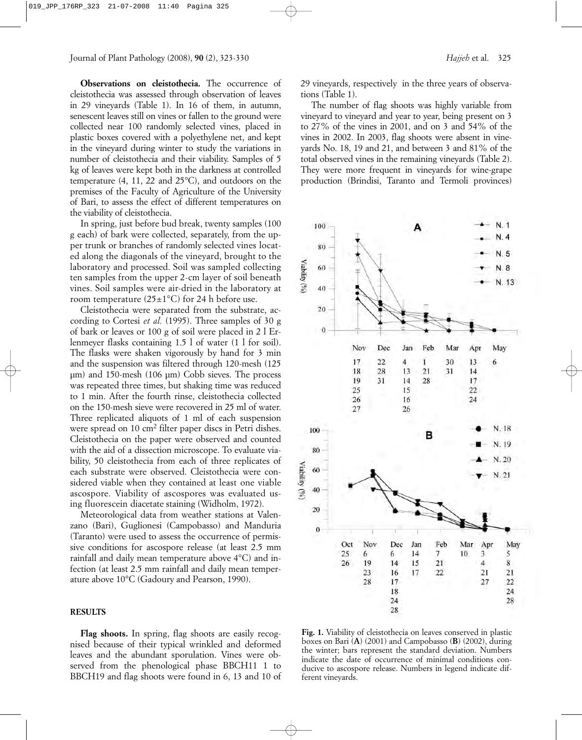**Observations on cleistothecia.** The occurrence of cleistothecia was assessed through observation of leaves in 29 vineyards (Table 1). In 16 of them, in autumn, senescent leaves still on vines or fallen to the ground were collected near 100 randomly selected vines, placed in plastic boxes covered with a polyethylene net, and kept in the vineyard during winter to study the variations in number of cleistothecia and their viability. Samples of 5 kg of leaves were kept both in the darkness at controlled temperature (4, 11, 22 and 25°C), and outdoors on the premises of the Faculty of Agriculture of the University of Bari, to assess the effect of different temperatures on the viability of cleistothecia.

In spring, just before bud break, twenty samples (100 g each) of bark were collected, separately, from the upper trunk or branches of randomly selected vines located along the diagonals of the vineyard, brought to the laboratory and processed. Soil was sampled collecting ten samples from the upper 2-cm layer of soil beneath vines. Soil samples were air-dried in the laboratory at room temperature (25±1°C) for 24 h before use.

Cleistothecia were separated from the substrate, according to Cortesi *et al.* (1995). Three samples of 30 g of bark or leaves or 100 g of soil were placed in 2 l Erlenmeyer flasks containing 1.5 l of water (1 l for soil). The flasks were shaken vigorously by hand for 3 min and the suspension was filtered through 120-mesh (125 µm) and 150-mesh (106 µm) Cobb sieves. The process was repeated three times, but shaking time was reduced to 1 min. After the fourth rinse, cleistothecia collected on the 150-mesh sieve were recovered in 25 ml of water. Three replicated aliquots of 1 ml of each suspension were spread on 10 cm² filter paper discs in Petri dishes. Cleistothecia on the paper were observed and counted with the aid of a dissection microscope. To evaluate viability, 50 cleistothecia from each of three replicates of each substrate were observed. Cleistothecia were considered viable when they contained at least one viable ascospore. Viability of ascospores was evaluated using fluorescein diacetate staining (Widholm, 1972).

Meteorological data from weather stations at Valenzano (Bari), Guglionesi (Campobasso) and Manduria (Taranto) were used to assess the occurrence of permissive conditions for ascospore release (at least 2.5 mm rainfall and daily mean temperature above 4°C) and infection (at least 2.5 mm rainfall and daily mean temperature above 10°C (Gadoury and Pearson, 1990).

## RESULTS

**Flag shoots.** In spring, flag shoots are easily recognised because of their typical wrinkled and deformed leaves and the abundant sporulation. Vines were observed from the phenological phase BBCH11 1 to BBCH19 and flag shoots were found in 6, 13 and 10 of 29 vineyards, respectively in the three years of observations (Table 1).

The number of flag shoots was highly variable from vineyard to vineyard and year to year, being present on 3 to 27% of the vines in 2001, and on 3 and 54% of the vines in 2002. In 2003, flag shoots were absent in vineyards No. 18, 19 and 21, and between 3 and 81% of the total observed vines in the remaining vineyards (Table 2). They were more frequent in vineyards for wine-grape production (Brindisi, Taranto and Termoli provinces)

**Fig. 1.** Viability of cleistothecia on leaves conserved in plastic boxes on Bari (**A**) (2001) and Campobasso (**B**) (2002), during the winter; bars represent the standard deviation. Numbers indicate the date of occurrence of minimal conditions conducive to ascospore release. Numbers in legend indicate different vineyards.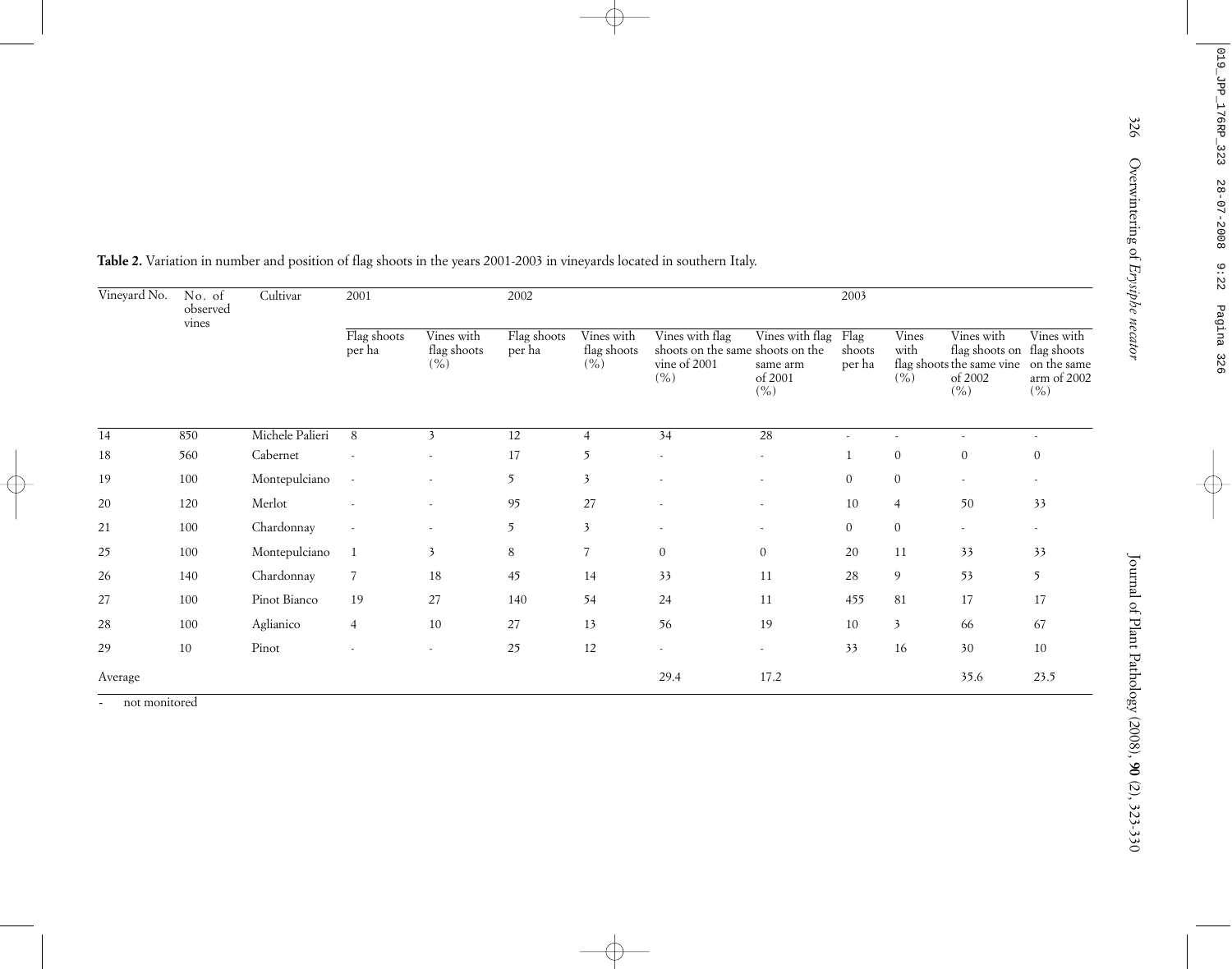**Table 2.** Variation in number and position of flag shoots in the years 2001-2003 in vineyards located in southern Italy.

| Vineyard No. | No. of observed vines | Cultivar | 2001 | | 2002 | | | | 2003 | | | |
|---|---|---|---|---|---|---|---|---|---|---|---|---|
| | | | Flag shoots per ha | Vines with flag shoots (%) | Flag shoots per ha | Vines with flag shoots (%) | Vines with flag shoots on the same vine of 2001 (%) | Vines with flag shoots on the same arm of 2001 (%) | Flag shoots per ha | Vines with flag shoots (%) | Vines with flag shoots on the same vine of 2002 (%) | Vines with flag shoots on the same arm of 2002 (%) |
| 14 | 850 | Michele Palieri | 8 | 3 | 12 | 4 | 34 | 28 | - | - | - | - |
| 18 | 560 | Cabernet | - | - | 17 | 5 | - | - | 1 | 0 | 0 | 0 |
| 19 | 100 | Montepulciano | - | - | 5 | 3 | - | - | 0 | 0 | - | - |
| 20 | 120 | Merlot | - | - | 95 | 27 | - | - | 10 | 4 | 50 | 33 |
| 21 | 100 | Chardonnay | - | - | 5 | 3 | - | - | 0 | 0 | - | - |
| 25 | 100 | Montepulciano | 1 | 3 | 8 | 7 | 0 | 0 | 20 | 11 | 33 | 33 |
| 26 | 140 | Chardonnay | 7 | 18 | 45 | 14 | 33 | 11 | 28 | 9 | 53 | 5 |
| 27 | 100 | Pinot Bianco | 19 | 27 | 140 | 54 | 24 | 11 | 455 | 81 | 17 | 17 |
| 28 | 100 | Aglianico | 4 | 10 | 27 | 13 | 56 | 19 | 10 | 3 | 66 | 67 |
| 29 | 10 | Pinot | - | - | 25 | 12 | - | - | 33 | 16 | 30 | 10 |
| Average | | | | | | | 29.4 | 17.2 | | | 35.6 | 23.5 |

\- not monitored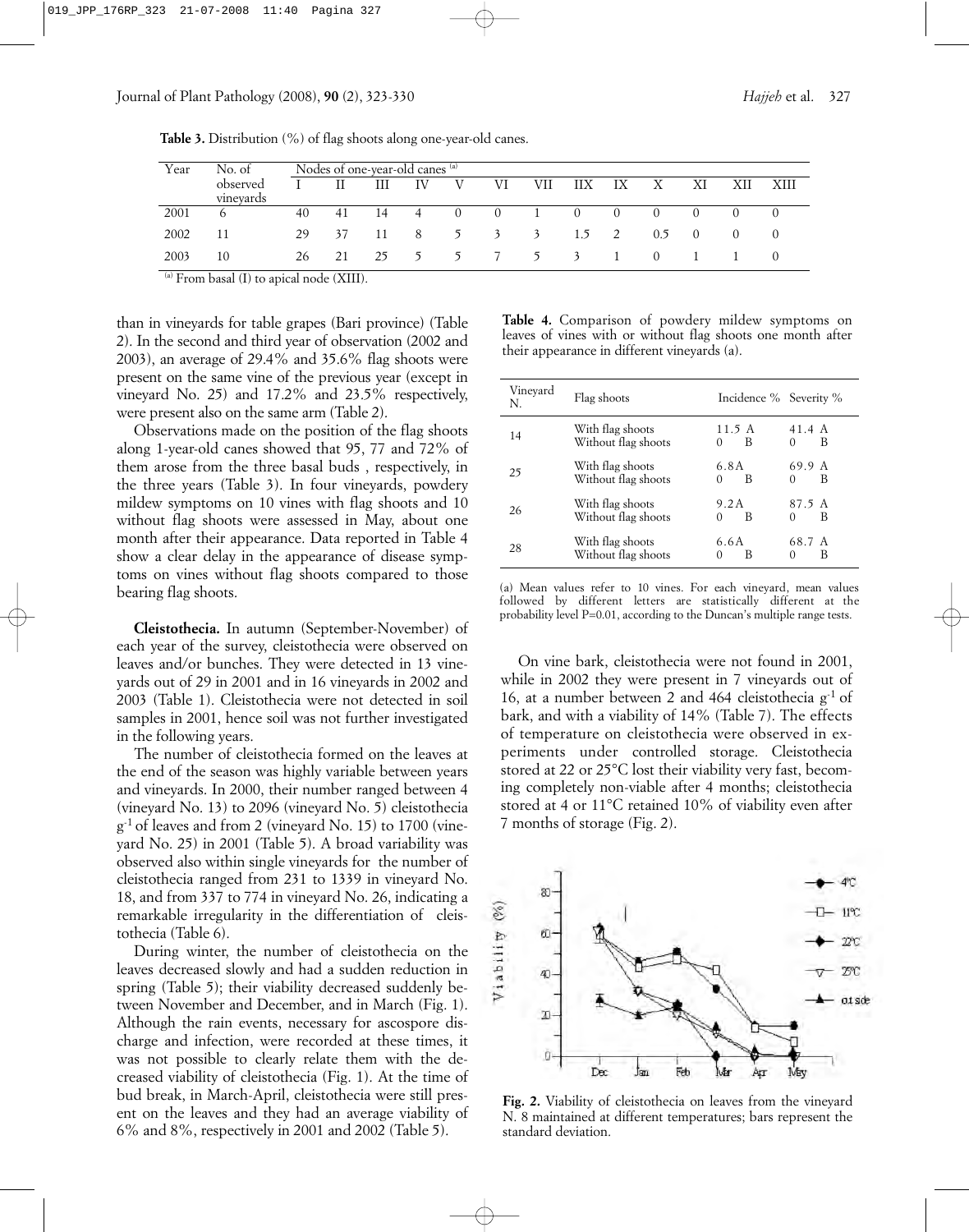**Table 3.** Distribution (%) of flag shoots along one-year-old canes.

| Year | No. of observed vineyards | Nodes of one-year-old canes [(a)] | | | | | | | | | | | | |
|---|---|---|---|---|---|---|---|---|---|---|---|---|---|---|
| | | I | II | III | IV | V | VI | VII | IIX | IX | X | XI | XII | XIII |
| 2001 | 6 | 40 | 41 | 14 | 4 | 0 | 0 | 1 | 0 | 0 | 0 | 0 | 0 | 0 |
| 2002 | 11 | 29 | 37 | 11 | 8 | 5 | 3 | 3 | 1.5 | 2 | 0.5 | 0 | 0 | 0 |
| 2003 | 10 | 26 | 21 | 25 | 5 | 5 | 7 | 5 | 3 | 1 | 0 | 1 | 1 | 0 |

[(a)] From basal (I) to apical node (XIII).

than in vineyards for table grapes (Bari province) (Table 2). In the second and third year of observation (2002 and 2003), an average of 29.4% and 35.6% flag shoots were present on the same vine of the previous year (except in vineyard No. 25) and 17.2% and 23.5% respectively, were present also on the same arm (Table 2).

Observations made on the position of the flag shoots along 1-year-old canes showed that 95, 77 and 72% of them arose from the three basal buds , respectively, in the three years (Table 3). In four vineyards, powdery mildew symptoms on 10 vines with flag shoots and 10 without flag shoots were assessed in May, about one month after their appearance. Data reported in Table 4 show a clear delay in the appearance of disease symptoms on vines without flag shoots compared to those bearing flag shoots.

**Cleistothecia.** In autumn (September-November) of each year of the survey, cleistothecia were observed on leaves and/or bunches. They were detected in 13 vineyards out of 29 in 2001 and in 16 vineyards in 2002 and 2003 (Table 1). Cleistothecia were not detected in soil samples in 2001, hence soil was not further investigated in the following years.

The number of cleistothecia formed on the leaves at the end of the season was highly variable between years and vineyards. In 2000, their number ranged between 4 (vineyard No. 13) to 2096 (vineyard No. 5) cleistothecia $g^{-1}$ of leaves and from 2 (vineyard No. 15) to 1700 (vineyard No. 25) in 2001 (Table 5). A broad variability was observed also within single vineyards for the number of cleistothecia ranged from 231 to 1339 in vineyard No. 18, and from 337 to 774 in vineyard No. 26, indicating a remarkable irregularity in the differentiation of cleistothecia (Table 6).

During winter, the number of cleistothecia on the leaves decreased slowly and had a sudden reduction in spring (Table 5); their viability decreased suddenly between November and December, and in March (Fig. 1). Although the rain events, necessary for ascospore discharge and infection, were recorded at these times, it was not possible to clearly relate them with the decreased viability of cleistothecia (Fig. 1). At the time of bud break, in March-April, cleistothecia were still present on the leaves and they had an average viability of 6% and 8%, respectively in 2001 and 2002 (Table 5).

**Table 4.** Comparison of powdery mildew symptoms on leaves of vines with or without flag shoots one month after their appearance in different vineyards (a).

| Vineyard N. | Flag shoots | Incidence % | Severity % |
|---|---|---|---|
| 14 | With flag shoots | 11.5 A | 41.4 A |
| | Without flag shoots | 0 B | 0 B |
| 25 | With flag shoots | 6.8A | 69.9 A |
| | Without flag shoots | 0 B | 0 B |
| 26 | With flag shoots | 9.2A | 87.5 A |
| | Without flag shoots | 0 B | 0 B |
| 28 | With flag shoots | 6.6A | 68.7 A |
| | Without flag shoots | 0 B | 0 B |

(a) Mean values refer to 10 vines. For each vineyard, mean values followed by different letters are statistically different at the probability level P=0.01, according to the Duncan's multiple range tests.

On vine bark, cleistothecia were not found in 2001, while in 2002 they were present in 7 vineyards out of 16, at a number between 2 and 464 cleistothecia $g^{-1}$ of bark, and with a viability of 14% (Table 7). The effects of temperature on cleistothecia were observed in experiments under controlled storage. Cleistothecia stored at 22 or 25°C lost their viability very fast, becoming completely non-viable after 4 months; cleistothecia stored at 4 or 11°C retained 10% of viability even after 7 months of storage (Fig. 2).

**Fig. 2.** Viability of cleistothecia on leaves from the vineyard N. 8 maintained at different temperatures; bars represent the standard deviation.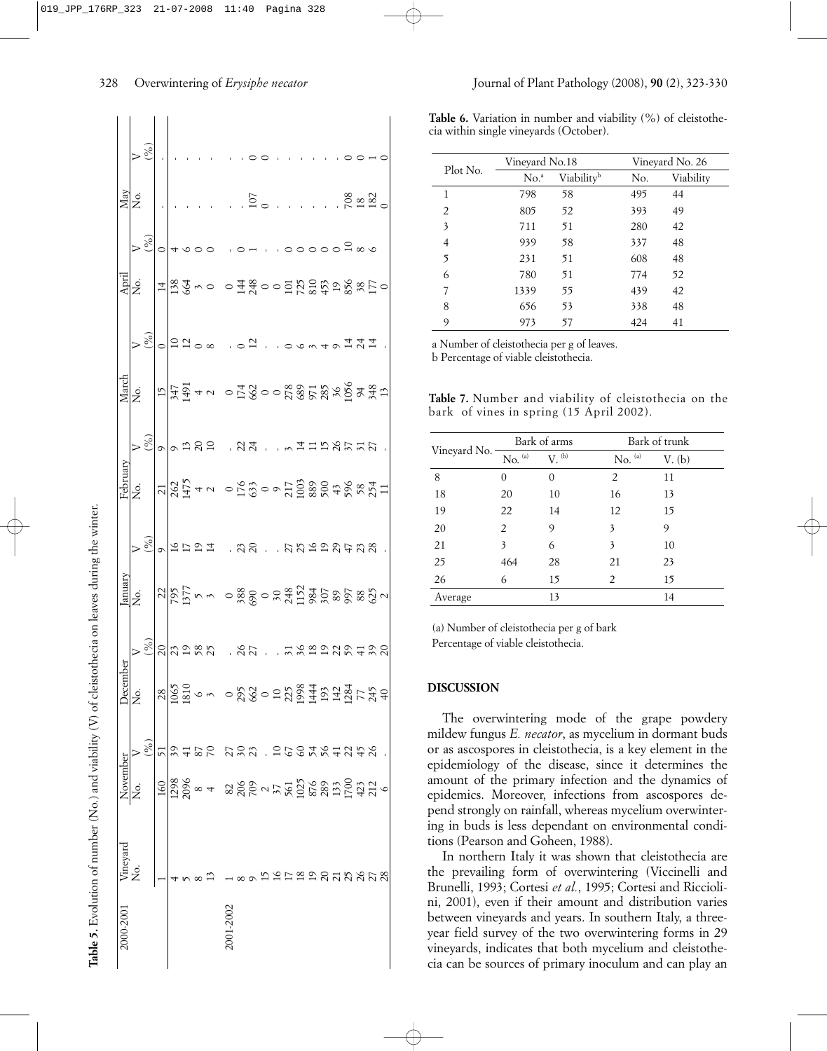**Table 5.** Evolution of number (No.) and viability (V) of cleistothecia on leaves during the winter.

| | Vineyard No. | November | | December | | January | | February | | March | | April | | May | |
|---|---|---|---|---|---|---|---|---|---|---|---|---|---|---|---|
| | | No. | V (%) | No. | V (%) | No. | V (%) | No. | V (%) | No. | V (%) | No. | V (%) | No. | V (%) |
| 2000-2001 | 1 | 160 | 51 | 28 | 20 | 22 | 9 | 21 | 9 | 15 | 0 | 14 | 0 | . | . |
| | 4 | 1298 | 39 | 1065 | 23 | 795 | 16 | 262 | 9 | 347 | 10 | 138 | 4 | - | - |
| | 5 | 2096 | 41 | 1810 | 19 | 1377 | 17 | 1475 | 13 | 1491 | 12 | 664 | 6 | - | - |
| | 8 | 8 | 87 | 6 | 58 | 5 | 19 | 4 | 20 | 4 | 0 | 3 | 0 | - | - |
| | 13 | 4 | 70 | 3 | 25 | 3 | 14 | 2 | 10 | 2 | 8 | 0 | 0 | - | - |
| 2001-2002 | 1 | 82 | 27 | 0 | . | 0 | . | 0 | . | 0 | . | 0 | . | - | - |
| | 8 | 206 | 30 | 295 | 26 | 388 | 23 | 176 | 22 | 174 | 0 | 144 | 0 | 107 | 0 |
| | 9 | 709 | 23 | 662 | 27 | 690 | 20 | 633 | 24 | 662 | 12 | 248 | 1 | 0 | 0 |
| | 15 | 2 | . | 0 | . | 0 | . | 0 | . | 0 | . | 0 | . | - | - |
| | 16 | 37 | 10 | 10 | . | 30 | . | 9 | . | 0 | . | 0 | . | - | - |
| | 17 | 561 | 67 | 225 | 31 | 248 | 27 | 217 | 3 | 278 | 0 | 101 | 0 | - | - |
| | 18 | 1025 | 60 | 1998 | 36 | 1152 | 25 | 1003 | 14 | 689 | 6 | 725 | 0 | - | - |
| | 19 | 876 | 54 | 1444 | 18 | 984 | 16 | 889 | 11 | 971 | 3 | 810 | 0 | - | - |
| | 20 | 289 | 56 | 193 | 19 | 307 | 19 | 500 | 15 | 285 | 4 | 453 | 0 | - | - |
| | 21 | 133 | 41 | 142 | 22 | 89 | 29 | 43 | 26 | 36 | 9 | 19 | 0 | - | - |
| | 25 | 1700 | 22 | 1284 | 59 | 997 | 47 | 596 | 37 | 1056 | 14 | 856 | 10 | 708 | 0 |
| | 26 | 423 | 45 | 77 | 41 | 88 | 23 | 58 | 31 | 94 | 24 | 38 | 8 | 18 | 0 |
| | 27 | 212 | 26 | 245 | 39 | 625 | 28 | 254 | 27 | 348 | 14 | 177 | 6 | 182 | 1 |
| | 28 | 6 | . | 40 | 20 | 2 | . | 11 | . | 13 | . | 0 | | 0 | 0 |

**Table 6.** Variation in number and viability (%) of cleistothecia within single vineyards (October).

| Plot No. | Vineyard No.18 | | Vineyard No. 26 | |
|---|---|---|---|---|
| | No.[a] | Viability[b] | No. | Viability |
| 1 | 798 | 58 | 495 | 44 |
| 2 | 805 | 52 | 393 | 49 |
| 3 | 711 | 51 | 280 | 42 |
| 4 | 939 | 58 | 337 | 48 |
| 5 | 231 | 51 | 608 | 48 |
| 6 | 780 | 51 | 774 | 52 |
| 7 | 1339 | 55 | 439 | 42 |
| 8 | 656 | 53 | 338 | 48 |
| 9 | 973 | 57 | 424 | 41 |

a Number of cleistothecia per g of leaves.
b Percentage of viable cleistothecia.

**Table 7.** Number and viability of cleistothecia on the bark of vines in spring (15 April 2002).

| Vineyard No. | Bark of arms | | Bark of trunk | |
|---|---|---|---|---|
| | No. [(a)] | V. [(b)] | No. [(a)] | V. (b) |
| 8 | 0 | 0 | 2 | 11 |
| 18 | 20 | 10 | 16 | 13 |
| 19 | 22 | 14 | 12 | 15 |
| 20 | 2 | 9 | 3 | 9 |
| 21 | 3 | 6 | 3 | 10 |
| 25 | 464 | 28 | 21 | 23 |
| 26 | 6 | 15 | 2 | 15 |
| Average | | 13 | | 14 |

(a) Number of cleistothecia per g of bark
Percentage of viable cleistothecia.

## DISCUSSION

The overwintering mode of the grape powdery mildew fungus *E. necator*, as mycelium in dormant buds or as ascospores in cleistothecia, is a key element in the epidemiology of the disease, since it determines the amount of the primary infection and the dynamics of epidemics. Moreover, infections from ascospores depend strongly on rainfall, whereas mycelium overwintering in buds is less dependant on environmental conditions (Pearson and Goheen, 1988).

In northern Italy it was shown that cleistothecia are the prevailing form of overwintering (Viccinelli and Brunelli, 1993; Cortesi *et al.*, 1995; Cortesi and Riccioli­ni, 2001), even if their amount and distribution varies between vineyards and years. In southern Italy, a three-year field survey of the two overwintering forms in 29 vineyards, indicates that both mycelium and cleistothecia can be sources of primary inoculum and can play an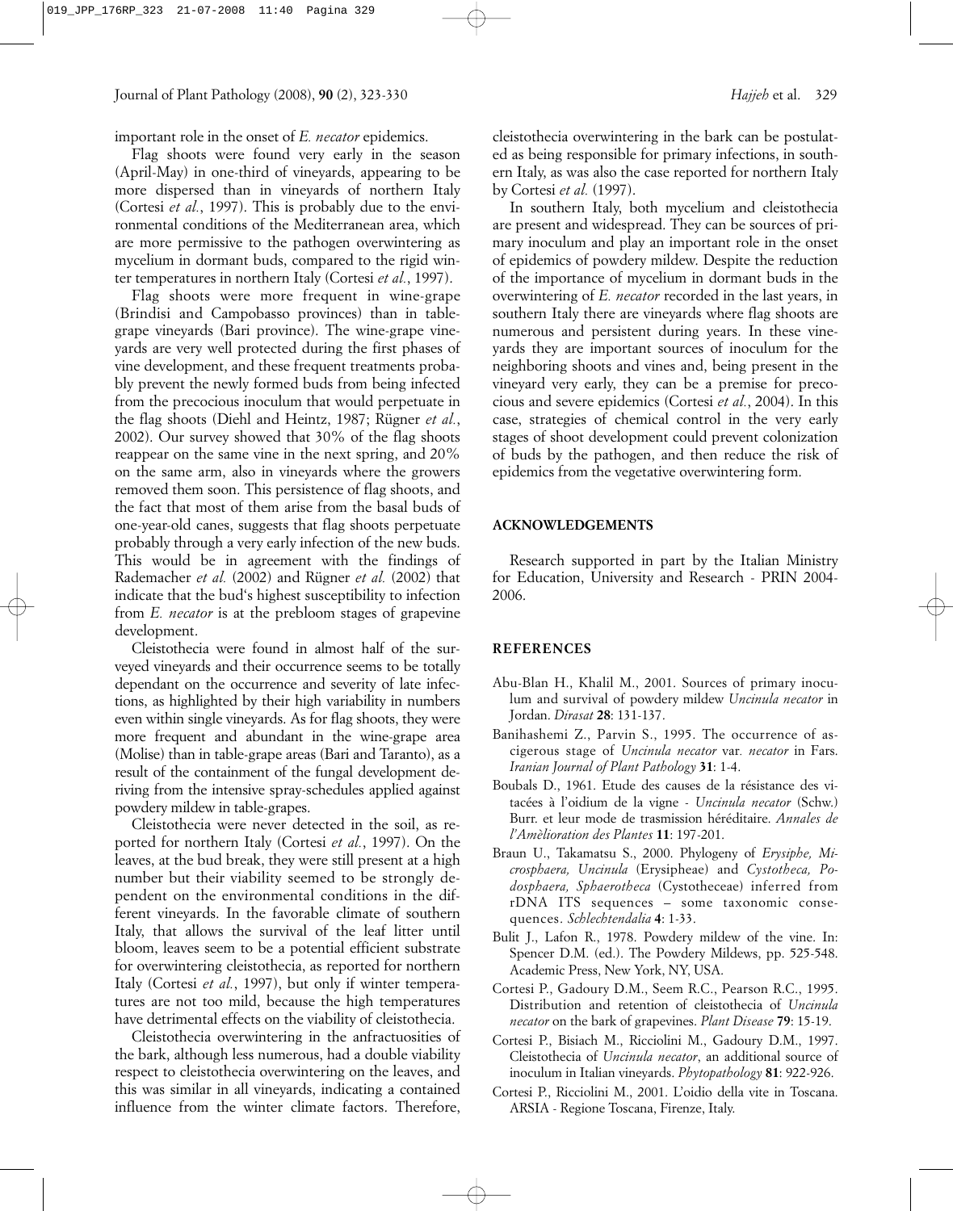important role in the onset of *E. necator* epidemics.

Flag shoots were found very early in the season (April-May) in one-third of vineyards, appearing to be more dispersed than in vineyards of northern Italy (Cortesi *et al.*, 1997). This is probably due to the environmental conditions of the Mediterranean area, which are more permissive to the pathogen overwintering as mycelium in dormant buds, compared to the rigid winter temperatures in northern Italy (Cortesi *et al.*, 1997).

Flag shoots were more frequent in wine-grape (Brindisi and Campobasso provinces) than in table-grape vineyards (Bari province). The wine-grape vineyards are very well protected during the first phases of vine development, and these frequent treatments probably prevent the newly formed buds from being infected from the precocious inoculum that would perpetuate in the flag shoots (Diehl and Heintz, 1987; Rügner *et al.*, 2002). Our survey showed that 30% of the flag shoots reappear on the same vine in the next spring, and 20% on the same arm, also in vineyards where the growers removed them soon. This persistence of flag shoots, and the fact that most of them arise from the basal buds of one-year-old canes, suggests that flag shoots perpetuate probably through a very early infection of the new buds. This would be in agreement with the findings of Rademacher *et al.* (2002) and Rügner *et al.* (2002) that indicate that the bud's highest susceptibility to infection from *E. necator* is at the prebloom stages of grapevine development.

Cleistothecia were found in almost half of the surveyed vineyards and their occurrence seems to be totally dependant on the occurrence and severity of late infections, as highlighted by their high variability in numbers even within single vineyards. As for flag shoots, they were more frequent and abundant in the wine-grape area (Molise) than in table-grape areas (Bari and Taranto), as a result of the containment of the fungal development deriving from the intensive spray-schedules applied against powdery mildew in table-grapes.

Cleistothecia were never detected in the soil, as reported for northern Italy (Cortesi *et al.*, 1997). On the leaves, at the bud break, they were still present at a high number but their viability seemed to be strongly dependent on the environmental conditions in the different vineyards. In the favorable climate of southern Italy, that allows the survival of the leaf litter until bloom, leaves seem to be a potential efficient substrate for overwintering cleistothecia, as reported for northern Italy (Cortesi *et al.*, 1997), but only if winter temperatures are not too mild, because the high temperatures have detrimental effects on the viability of cleistothecia.

Cleistothecia overwintering in the anfractuosities of the bark, although less numerous, had a double viability respect to cleistothecia overwintering on the leaves, and this was similar in all vineyards, indicating a contained influence from the winter climate factors. Therefore, cleistothecia overwintering in the bark can be postulated as being responsible for primary infections, in southern Italy, as was also the case reported for northern Italy by Cortesi *et al.* (1997).

In southern Italy, both mycelium and cleistothecia are present and widespread. They can be sources of primary inoculum and play an important role in the onset of epidemics of powdery mildew. Despite the reduction of the importance of mycelium in dormant buds in the overwintering of *E. necator* recorded in the last years, in southern Italy there are vineyards where flag shoots are numerous and persistent during years. In these vineyards they are important sources of inoculum for the neighboring shoots and vines and, being present in the vineyard very early, they can be a premise for precocious and severe epidemics (Cortesi *et al.*, 2004). In this case, strategies of chemical control in the very early stages of shoot development could prevent colonization of buds by the pathogen, and then reduce the risk of epidemics from the vegetative overwintering form.

## ACKNOWLEDGEMENTS

Research supported in part by the Italian Ministry for Education, University and Research - PRIN 2004-2006.

## REFERENCES

Abu-Blan H., Khalil M., 2001. Sources of primary inoculum and survival of powdery mildew *Uncinula necator* in Jordan. *Dirasat* **28**: 131-137.

Banihashemi Z., Parvin S., 1995. The occurrence of ascigerous stage of *Uncinula necator* var. *necator* in Fars. *Iranian Journal of Plant Pathology* **31**: 1-4.

Boubals D., 1961. Etude des causes de la résistance des vitacées à l'oidium de la vigne - *Uncinula necator* (Schw.) Burr. et leur mode de trasmission héréditaire. *Annales de l'Amèlioration des Plantes* **11**: 197-201.

Braun U., Takamatsu S., 2000. Phylogeny of *Erysiphe, Microsphaera, Uncinula* (Erysipheae) and *Cystotheca, Podosphaera, Sphaerotheca* (Cystotheceae) inferred from rDNA ITS sequences – some taxonomic consequences. *Schlechtendalia* **4**: 1-33.

Bulit J., Lafon R., 1978. Powdery mildew of the vine. In: Spencer D.M. (ed.). The Powdery Mildews, pp. 525-548. Academic Press, New York, NY, USA.

Cortesi P., Gadoury D.M., Seem R.C., Pearson R.C., 1995. Distribution and retention of cleistothecia of *Uncinula necator* on the bark of grapevines. *Plant Disease* **79**: 15-19.

Cortesi P., Bisiach M., Ricciolini M., Gadoury D.M., 1997. Cleistothecia of *Uncinula necator*, an additional source of inoculum in Italian vineyards. *Phytopathology* **81**: 922-926.

Cortesi P., Ricciolini M., 2001. L'oidio della vite in Toscana. ARSIA - Regione Toscana, Firenze, Italy.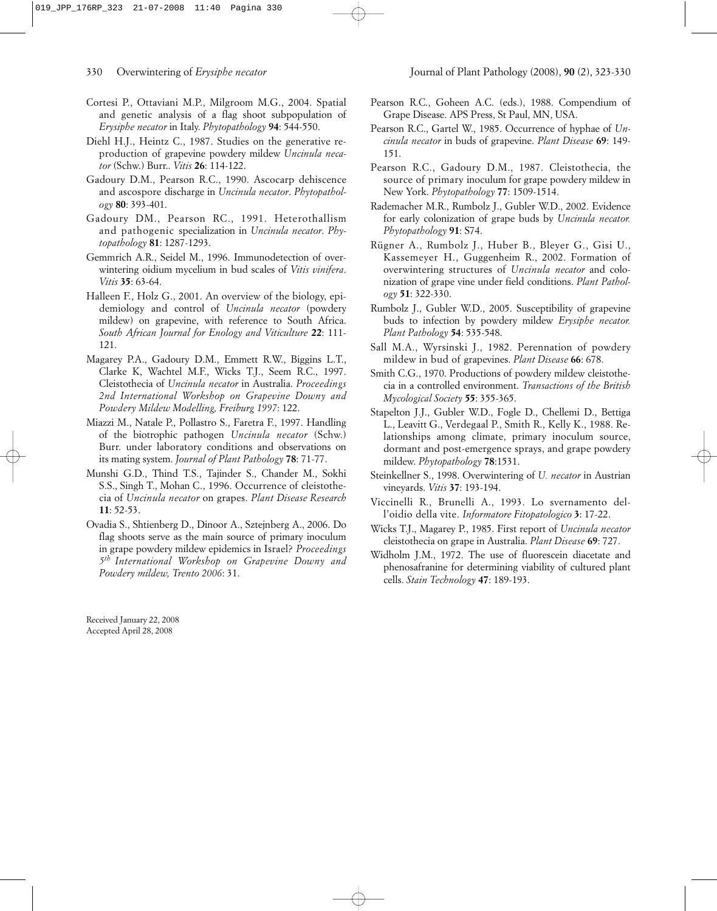Cortesi P., Ottaviani M.P., Milgroom M.G., 2004. Spatial and genetic analysis of a flag shoot subpopulation of *Erysiphe necator* in Italy. *Phytopathology* **94**: 544-550.

Diehl H.J., Heintz C., 1987. Studies on the generative reproduction of grapevine powdery mildew *Uncinula necator* (Schw.) Burr.. *Vitis* **26**: 114-122.

Gadoury D.M., Pearson R.C., 1990. Ascocarp dehiscence and ascospore discharge in *Uncinula necator*. *Phytopathology* **80**: 393-401.

Gadoury DM., Pearson RC., 1991. Heterothallism and pathogenic specialization in *Uncinula necator*. *Phytopathology* **81**: 1287-1293.

Gemmrich A.R., Seidel M., 1996. Immunodetection of overwintering oidium mycelium in bud scales of *Vitis vinifera*. *Vitis* **35**: 63-64.

Halleen F., Holz G., 2001. An overview of the biology, epidemiology and control of *Uncinula necator* (powdery mildew) on grapevine, with reference to South Africa. *South African Journal for Enology and Viticulture* **22**: 111-121.

Magarey P.A., Gadoury D.M., Emmett R.W., Biggins L.T., Clarke K, Wachtel M.F., Wicks T.J., Seem R.C., 1997. Cleistothecia of *Uncinula necator* in Australia. *Proceedings 2nd International Workshop on Grapevine Downy and Powdery Mildew Modelling, Freiburg 1997*: 122.

Miazzi M., Natale P., Pollastro S., Faretra F., 1997. Handling of the biotrophic pathogen *Uncinula necator* (Schw.) Burr. under laboratory conditions and observations on its mating system. *Journal of Plant Pathology* **78**: 71-77.

Munshi G.D., Thind T.S., Tajinder S., Chander M., Sokhi S.S., Singh T., Mohan C., 1996. Occurrence of cleistothecia of *Uncinula necator* on grapes. *Plant Disease Research* **11**: 52-53.

Ovadia S., Shtienberg D., Dinoor A., Sztejnberg A., 2006. Do flag shoots serve as the main source of primary inoculum in grape powdery mildew epidemics in Israel? *Proceedings 5th International Workshop on Grapevine Downy and Powdery mildew, Trento 2006*: 31.

Pearson R.C., Goheen A.C. (eds.), 1988. Compendium of Grape Disease. APS Press, St Paul, MN, USA.

Pearson R.C., Gartel W., 1985. Occurrence of hyphae of *Uncinula necator* in buds of grapevine. *Plant Disease* **69**: 149-151.

Pearson R.C., Gadoury D.M., 1987. Cleistothecia, the source of primary inoculum for grape powdery mildew in New York. *Phytopathology* **77**: 1509-1514.

Rademacher M.R., Rumbolz J., Gubler W.D., 2002. Evidence for early colonization of grape buds by *Uncinula necator. Phytopathology* **91**: S74.

Rügner A., Rumbolz J., Huber B., Bleyer G., Gisi U., Kassemeyer H., Guggenheim R., 2002. Formation of overwintering structures of *Uncinula necator* and colonization of grape vine under field conditions. *Plant Pathology* **51**: 322-330.

Rumbolz J., Gubler W.D., 2005. Susceptibility of grapevine buds to infection by powdery mildew *Erysiphe necator. Plant Pathology* **54**: 535-548.

Sall M.A., Wyrsinski J., 1982. Perennation of powdery mildew in bud of grapevines. *Plant Disease* **66**: 678.

Smith C.G., 1970. Productions of powdery mildew cleistothecia in a controlled environment. *Transactions of the British Mycological Society* **55**: 355-365.

Stapelton J.J., Gubler W.D., Fogle D., Chellemi D., Bettiga L., Leavitt G., Verdegaal P., Smith R., Kelly K., 1988. Relationships among climate, primary inoculum source, dormant and post-emergence sprays, and grape powdery mildew. *Phytopathology* **78**:1531.

Steinkellner S., 1998. Overwintering of *U. necator* in Austrian vineyards. *Vitis* **37**: 193-194.

Viccinelli R., Brunelli A., 1993. Lo svernamento dell'oidio della vite. *Informatore Fitopatologico* **3**: 17-22.

Wicks T.J., Magarey P., 1985. First report of *Uncinula necator* cleistothecia on grape in Australia. *Plant Disease* **69**: 727.

Widholm J.M., 1972. The use of fluorescein diacetate and phenosafranine for determining viability of cultured plant cells. *Stain Technology* **47**: 189-193.

Received January 22, 2008
Accepted April 28, 2008